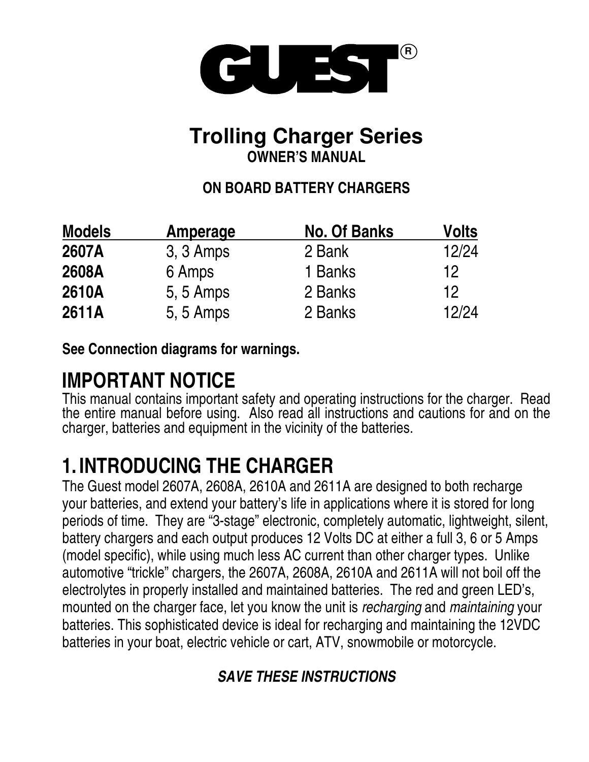# GUEST®

## Trolling Charger Series

**OWNER'S MANUAL**

**ON BOARD BATTERY CHARGERS**

| Models | Amperage | No. Of Banks | Volts |
|---|---|---|---|
| **2607A** | 3, 3 Amps | 2 Bank | 12/24 |
| **2608A** | 6 Amps | 1 Banks | 12 |
| **2610A** | 5, 5 Amps | 2 Banks | 12 |
| **2611A** | 5, 5 Amps | 2 Banks | 12/24 |

**See Connection diagrams for warnings.**

# IMPORTANT NOTICE

This manual contains important safety and operating instructions for the charger. Read the entire manual before using. Also read all instructions and cautions for and on the charger, batteries and equipment in the vicinity of the batteries.

# 1. INTRODUCING THE CHARGER

The Guest model 2607A, 2608A, 2610A and 2611A are designed to both recharge your batteries, and extend your battery's life in applications where it is stored for long periods of time. They are "3-stage" electronic, completely automatic, lightweight, silent, battery chargers and each output produces 12 Volts DC at either a full 3, 6 or 5 Amps (model specific), while using much less AC current than other charger types. Unlike automotive "trickle" chargers, the 2607A, 2608A, 2610A and 2611A will not boil off the electrolytes in properly installed and maintained batteries. The red and green LED's, mounted on the charger face, let you know the unit is *recharging* and *maintaining* your batteries. This sophisticated device is ideal for recharging and maintaining the 12VDC batteries in your boat, electric vehicle or cart, ATV, snowmobile or motorcycle.

***SAVE THESE INSTRUCTIONS***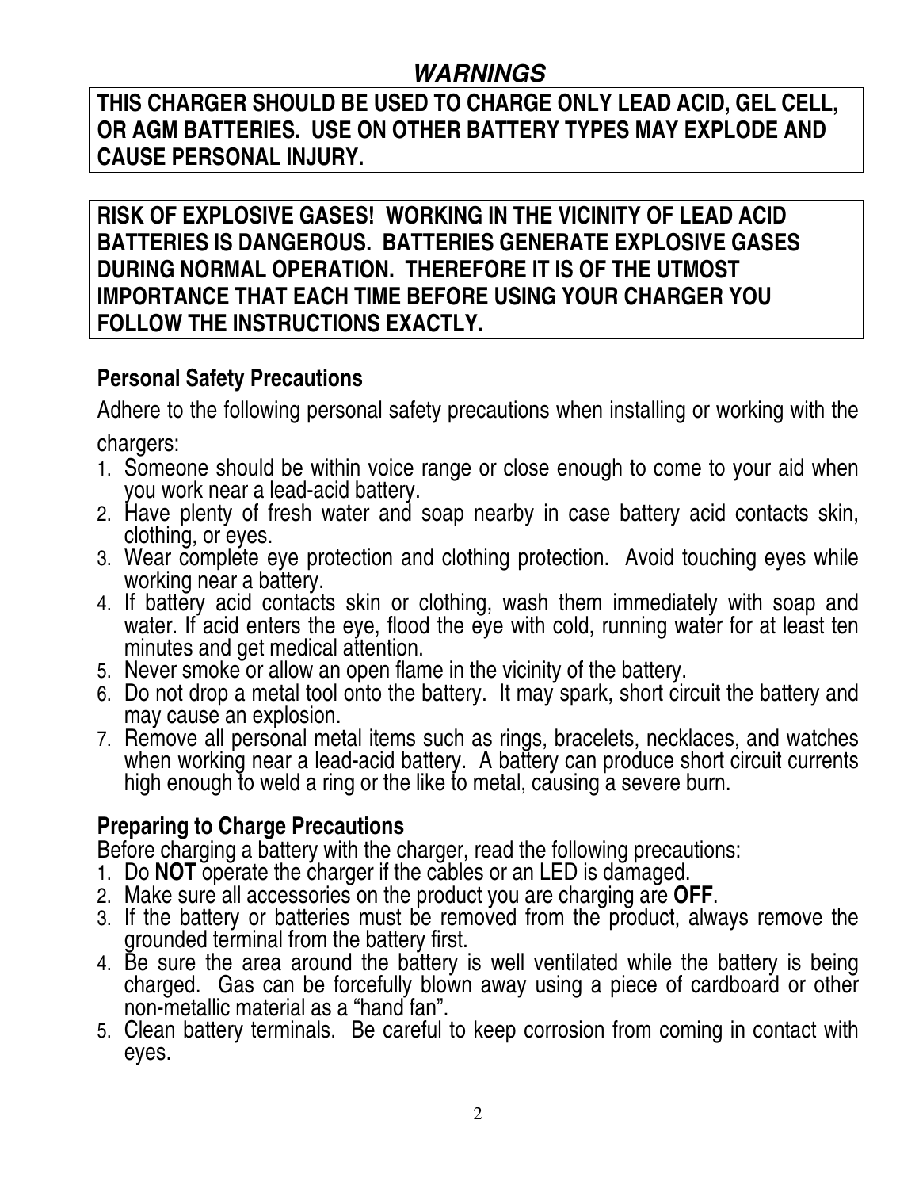## *WARNINGS*

**THIS CHARGER SHOULD BE USED TO CHARGE ONLY LEAD ACID, GEL CELL, OR AGM BATTERIES. USE ON OTHER BATTERY TYPES MAY EXPLODE AND CAUSE PERSONAL INJURY.**

**RISK OF EXPLOSIVE GASES! WORKING IN THE VICINITY OF LEAD ACID BATTERIES IS DANGEROUS. BATTERIES GENERATE EXPLOSIVE GASES DURING NORMAL OPERATION. THEREFORE IT IS OF THE UTMOST IMPORTANCE THAT EACH TIME BEFORE USING YOUR CHARGER YOU FOLLOW THE INSTRUCTIONS EXACTLY.**

### Personal Safety Precautions

Adhere to the following personal safety precautions when installing or working with the chargers:

1. Someone should be within voice range or close enough to come to your aid when you work near a lead-acid battery.
2. Have plenty of fresh water and soap nearby in case battery acid contacts skin, clothing, or eyes.
3. Wear complete eye protection and clothing protection. Avoid touching eyes while working near a battery.
4. If battery acid contacts skin or clothing, wash them immediately with soap and water. If acid enters the eye, flood the eye with cold, running water for at least ten minutes and get medical attention.
5. Never smoke or allow an open flame in the vicinity of the battery.
6. Do not drop a metal tool onto the battery. It may spark, short circuit the battery and may cause an explosion.
7. Remove all personal metal items such as rings, bracelets, necklaces, and watches when working near a lead-acid battery. A battery can produce short circuit currents high enough to weld a ring or the like to metal, causing a severe burn.

### Preparing to Charge Precautions

Before charging a battery with the charger, read the following precautions:

1. Do **NOT** operate the charger if the cables or an LED is damaged.
2. Make sure all accessories on the product you are charging are **OFF**.
3. If the battery or batteries must be removed from the product, always remove the grounded terminal from the battery first.
4. Be sure the area around the battery is well ventilated while the battery is being charged. Gas can be forcefully blown away using a piece of cardboard or other non-metallic material as a “hand fan”.
5. Clean battery terminals. Be careful to keep corrosion from coming in contact with eyes.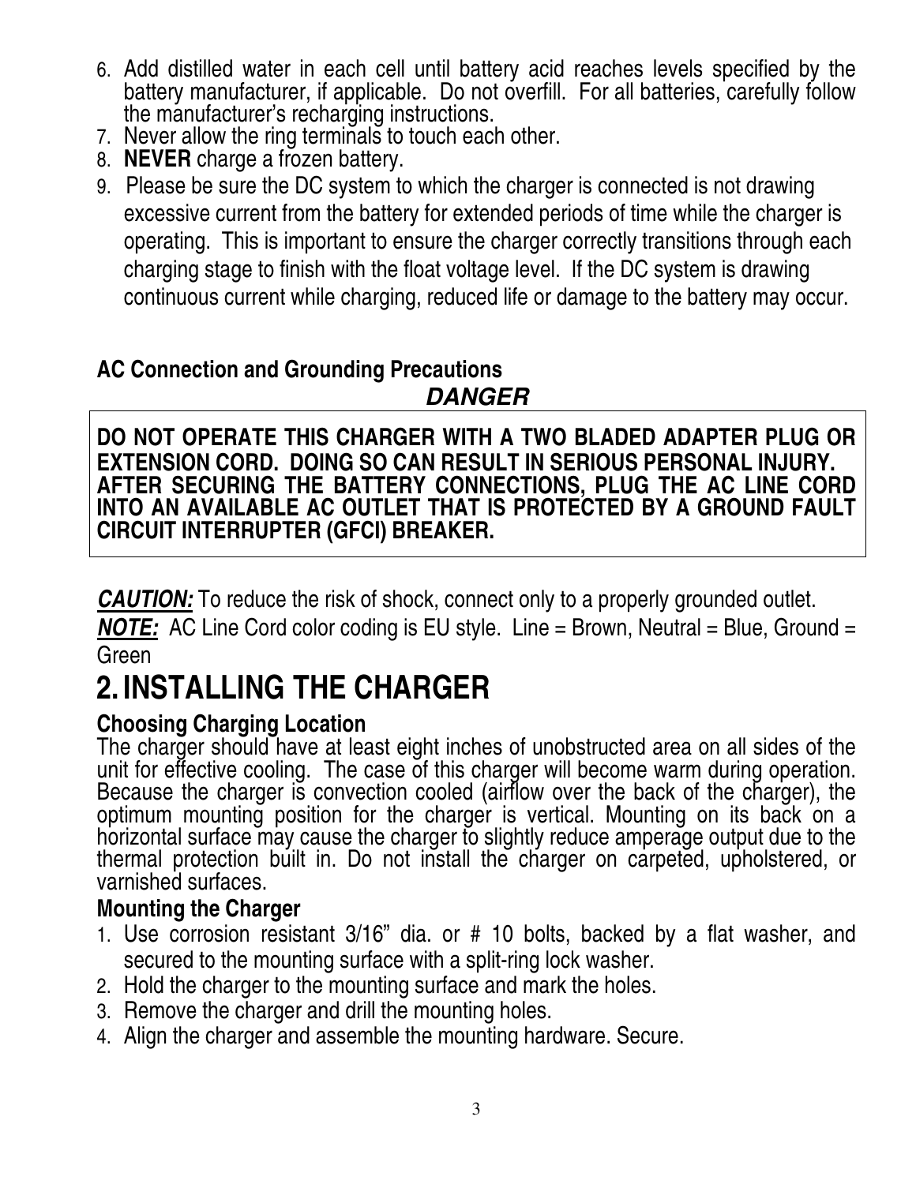6. Add distilled water in each cell until battery acid reaches levels specified by the battery manufacturer, if applicable. Do not overfill. For all batteries, carefully follow the manufacturer's recharging instructions.
7. Never allow the ring terminals to touch each other.
8. **NEVER** charge a frozen battery.
9. Please be sure the DC system to which the charger is connected is not drawing excessive current from the battery for extended periods of time while the charger is operating. This is important to ensure the charger correctly transitions through each charging stage to finish with the float voltage level. If the DC system is drawing continuous current while charging, reduced life or damage to the battery may occur.

**AC Connection and Grounding Precautions**

***DANGER***

**DO NOT OPERATE THIS CHARGER WITH A TWO BLADED ADAPTER PLUG OR EXTENSION CORD. DOING SO CAN RESULT IN SERIOUS PERSONAL INJURY. AFTER SECURING THE BATTERY CONNECTIONS, PLUG THE AC LINE CORD INTO AN AVAILABLE AC OUTLET THAT IS PROTECTED BY A GROUND FAULT CIRCUIT INTERRUPTER (GFCI) BREAKER.**

***CAUTION:*** To reduce the risk of shock, connect only to a properly grounded outlet.

***NOTE:*** AC Line Cord color coding is EU style. Line = Brown, Neutral = Blue, Ground = Green

# 2. INSTALLING THE CHARGER

### Choosing Charging Location

The charger should have at least eight inches of unobstructed area on all sides of the unit for effective cooling. The case of this charger will become warm during operation. Because the charger is convection cooled (airflow over the back of the charger), the optimum mounting position for the charger is vertical. Mounting on its back on a horizontal surface may cause the charger to slightly reduce amperage output due to the thermal protection built in. Do not install the charger on carpeted, upholstered, or varnished surfaces.

### Mounting the Charger

1. Use corrosion resistant 3/16" dia. or # 10 bolts, backed by a flat washer, and secured to the mounting surface with a split-ring lock washer.
2. Hold the charger to the mounting surface and mark the holes.
3. Remove the charger and drill the mounting holes.
4. Align the charger and assemble the mounting hardware. Secure.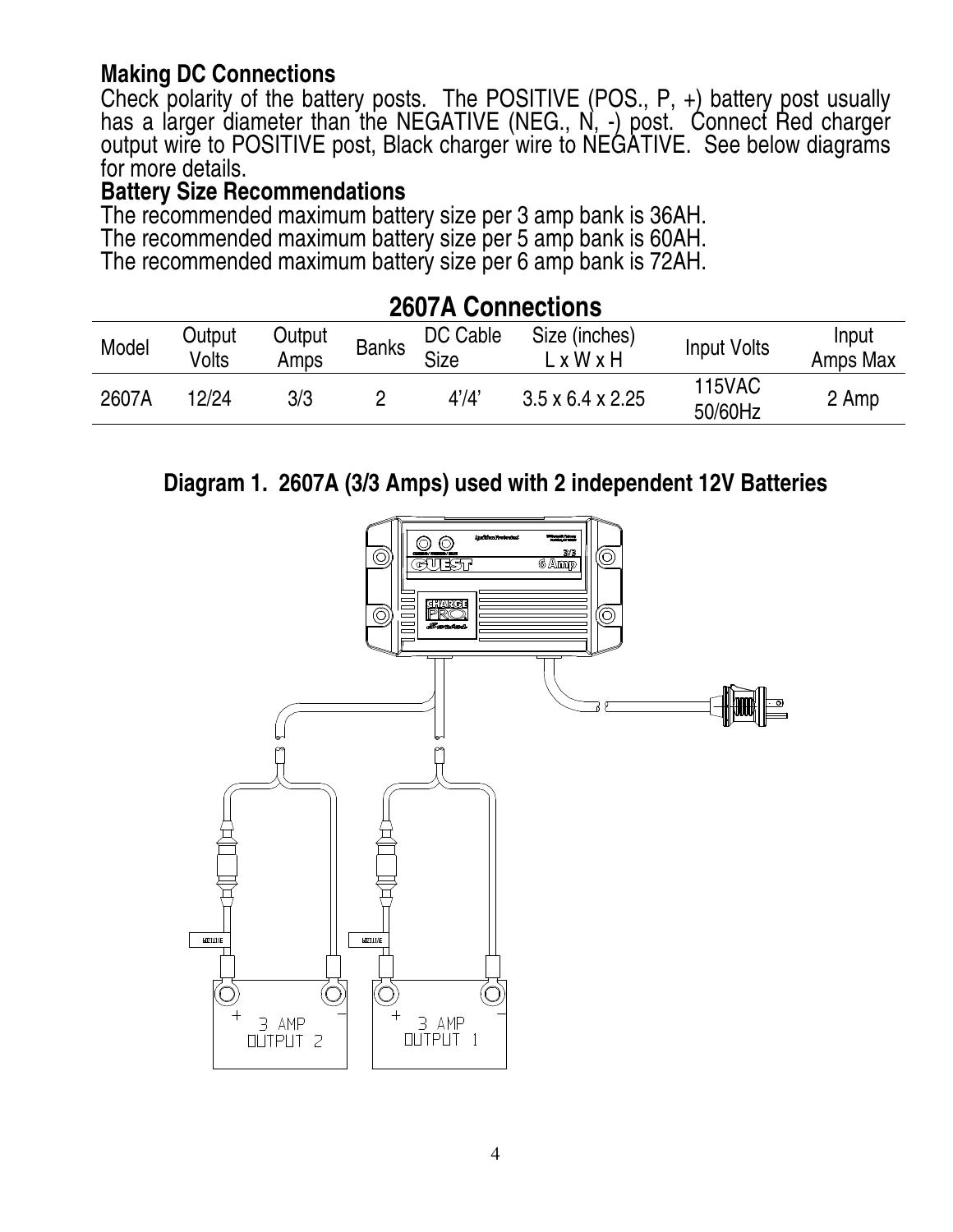### Making DC Connections

Check polarity of the battery posts. The POSITIVE (POS., P, +) battery post usually has a larger diameter than the NEGATIVE (NEG., N, -) post. Connect Red charger output wire to POSITIVE post, Black charger wire to NEGATIVE. See below diagrams for more details.

### Battery Size Recommendations

The recommended maximum battery size per 3 amp bank is 36AH.
The recommended maximum battery size per 5 amp bank is 60AH.
The recommended maximum battery size per 6 amp bank is 72AH.

## 2607A Connections

| Model | Output Volts | Output Amps | Banks | DC Cable Size | Size (inches) L x W x H | Input Volts | Input Amps Max |
|---|---|---|---|---|---|---|---|
| 2607A | 12/24 | 3/3 | 2 | 4'/4' | 3.5 x 6.4 x 2.25 | 115VAC 50/60Hz | 2 Amp |

**Diagram 1. 2607A (3/3 Amps) used with 2 independent 12V Batteries**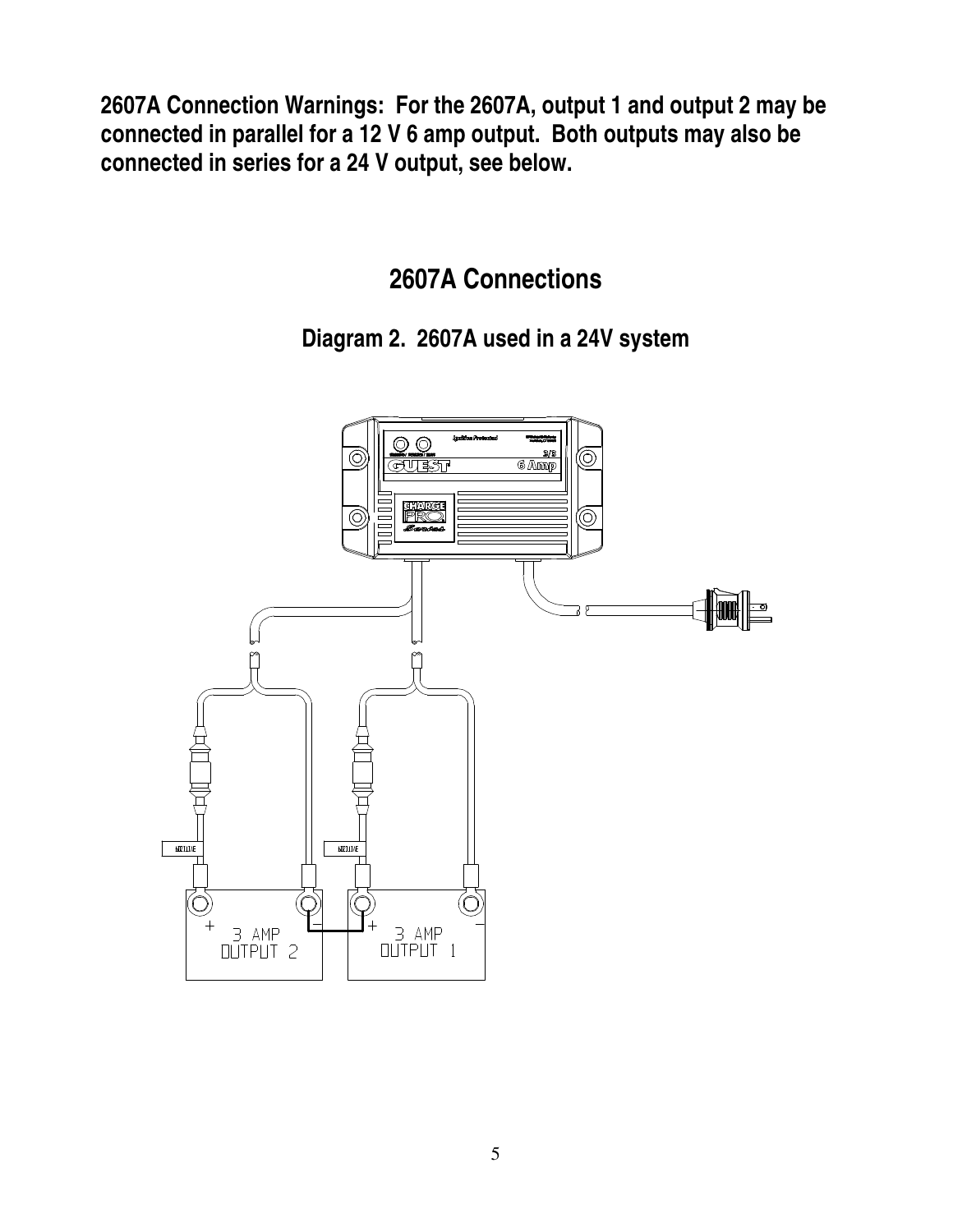**2607A Connection Warnings: For the 2607A, output 1 and output 2 may be connected in parallel for a 12 V 6 amp output. Both outputs may also be connected in series for a 24 V output, see below.**

## 2607A Connections

### Diagram 2. 2607A used in a 24V system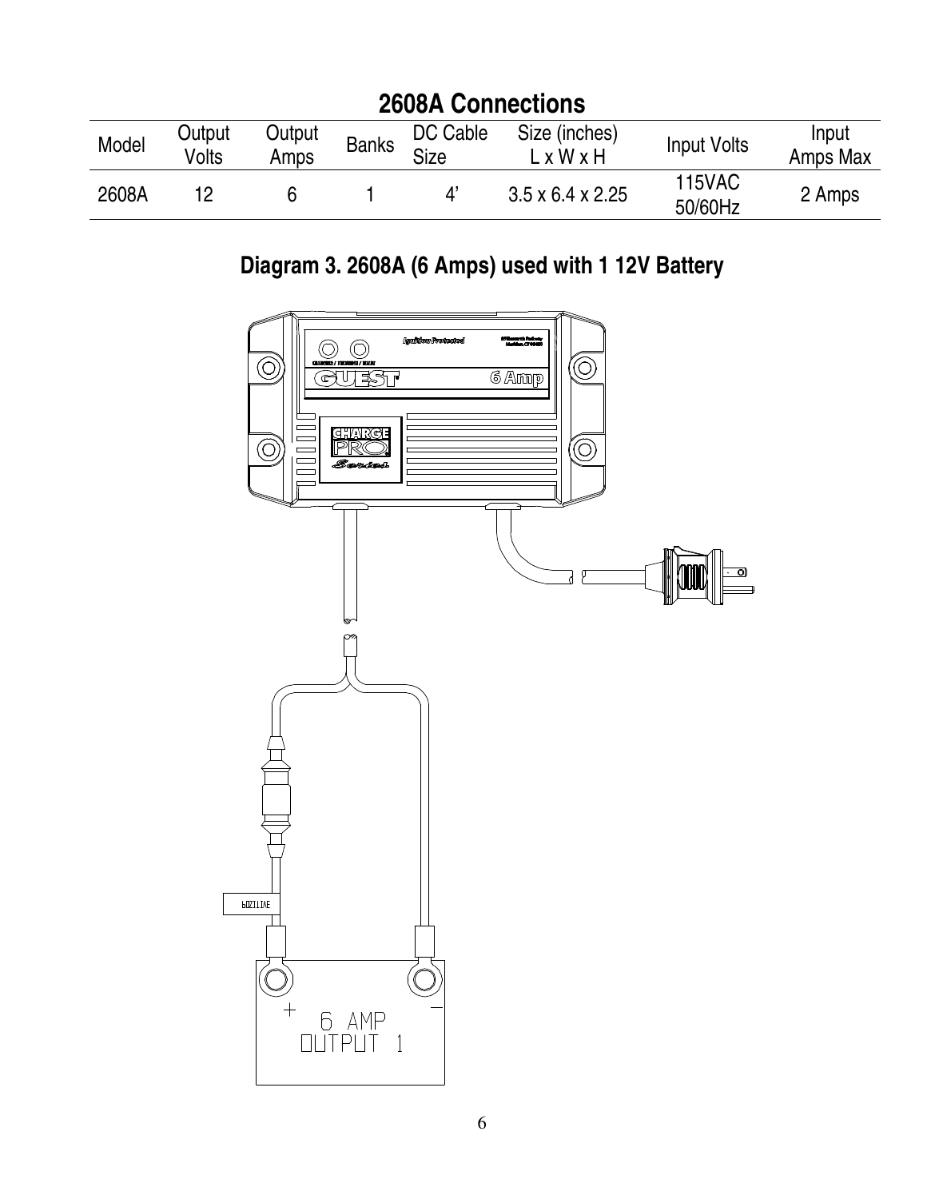## 2608A Connections

| Model | Output Volts | Output Amps | Banks | DC Cable Size | Size (inches) L x W x H | Input Volts | Input Amps Max |
|---|---|---|---|---|---|---|---|
| 2608A | 12 | 6 | 1 | 4' | 3.5 x 6.4 x 2.25 | 115VAC 50/60Hz | 2 Amps |

## Diagram 3. 2608A (6 Amps) used with 1 12V Battery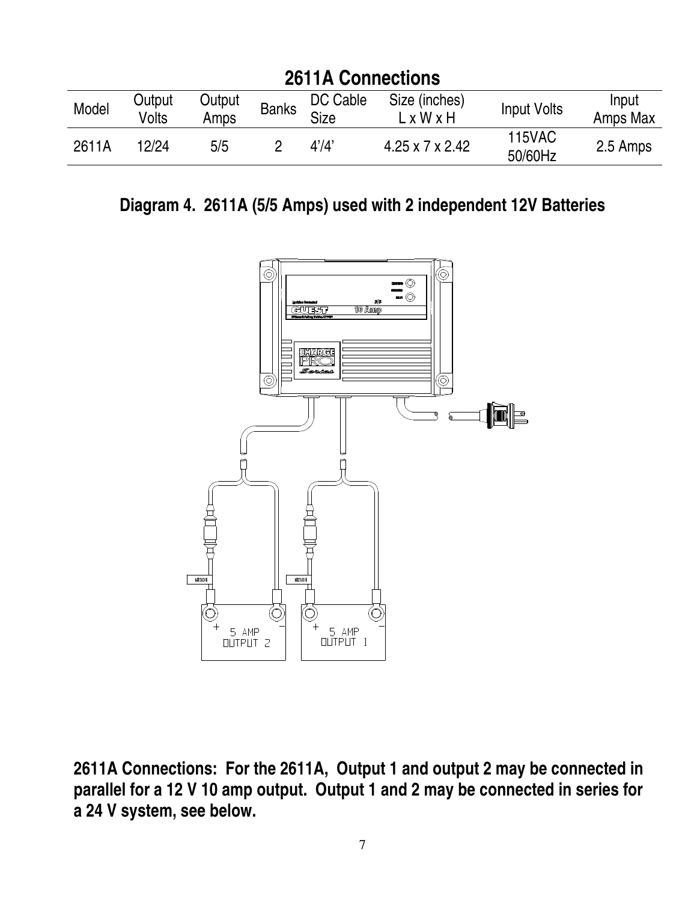## 2611A Connections

| Model | Output Volts | Output Amps | Banks | DC Cable Size | Size (inches) L x W x H | Input Volts | Input Amps Max |
|---|---|---|---|---|---|---|---|
| 2611A | 12/24 | 5/5 | 2 | 4'/4' | 4.25 x 7 x 2.42 | 115VAC 50/60Hz | 2.5 Amps |

### Diagram 4. 2611A (5/5 Amps) used with 2 independent 12V Batteries

**2611A Connections: For the 2611A, Output 1 and output 2 may be connected in parallel for a 12 V 10 amp output. Output 1 and 2 may be connected in series for a 24 V system, see below.**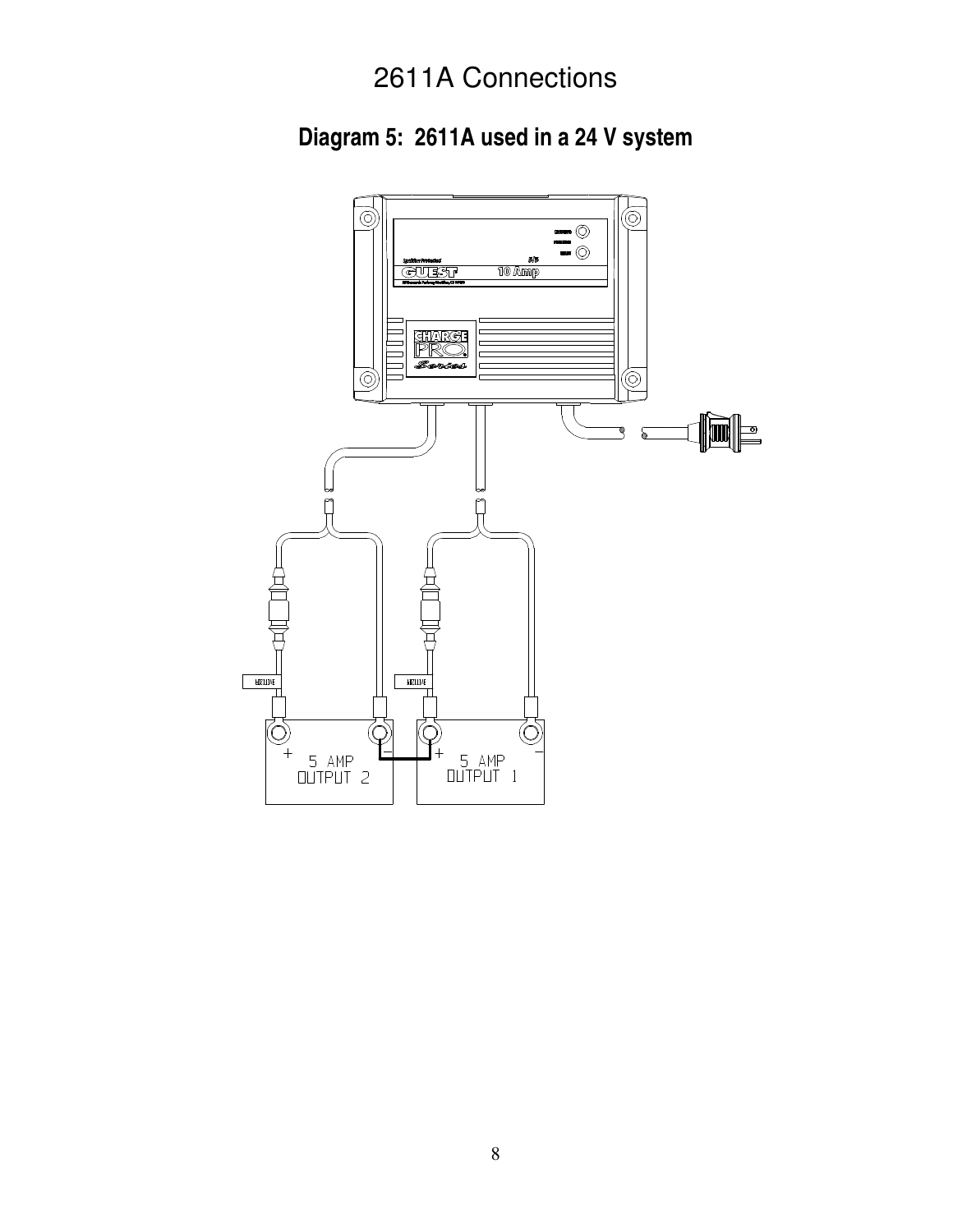# 2611A Connections

## Diagram 5: 2611A used in a 24 V system

+ 5 AMP OUTPUT 2 −

+ 5 AMP OUTPUT 1 −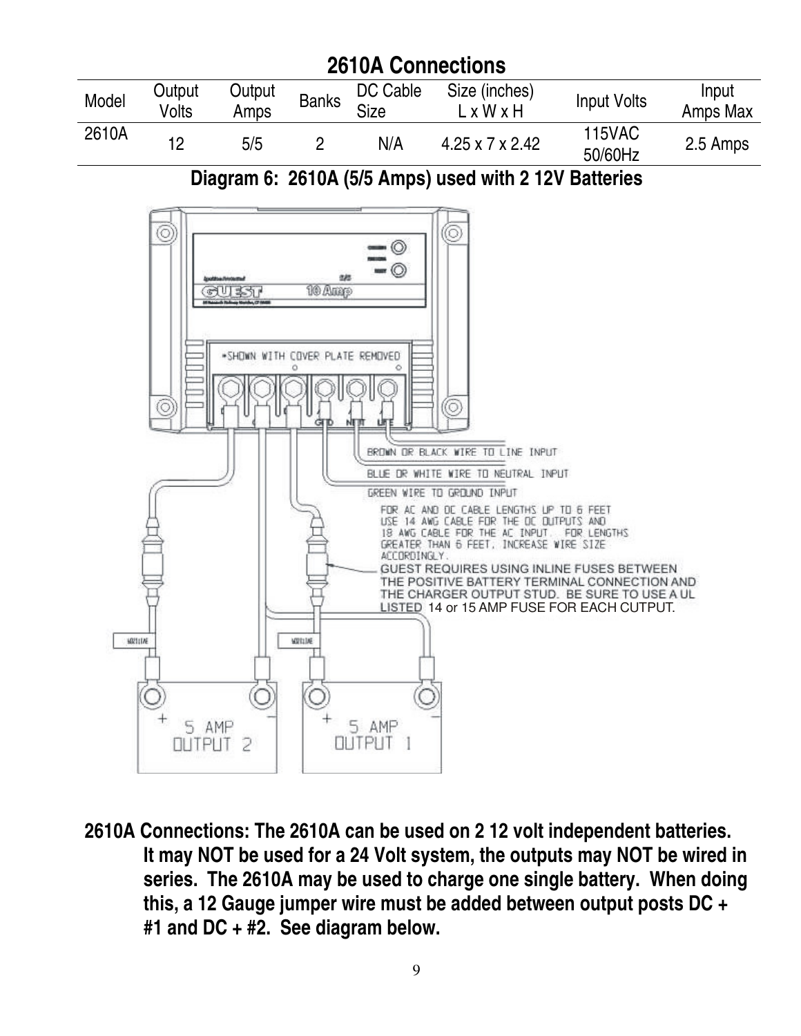## 2610A Connections

| Model | Output Volts | Output Amps | Banks | DC Cable Size | Size (inches) L x W x H | Input Volts | Input Amps Max |
|---|---|---|---|---|---|---|---|
| 2610A | 12 | 5/5 | 2 | N/A | 4.25 x 7 x 2.42 | 115VAC 50/60Hz | 2.5 Amps |

### Diagram 6: 2610A (5/5 Amps) used with 2 12V Batteries

*SHOWN WITH COVER PLATE REMOVED

BROWN OR BLACK WIRE TO LINE INPUT

BLUE OR WHITE WIRE TO NEUTRAL INPUT

GREEN WIRE TO GROUND INPUT

FOR AC AND DC CABLE LENGTHS UP TO 6 FEET USE 14 AWG CABLE FOR THE DC OUTPUTS AND 18 AWG CABLE FOR THE AC INPUT. FOR LENGTHS GREATER THAN 6 FEET, INCREASE WIRE SIZE ACCORDINGLY.

GUEST REQUIRES USING INLINE FUSES BETWEEN THE POSITIVE BATTERY TERMINAL CONNECTION AND THE CHARGER OUTPUT STUD. BE SURE TO USE A UL LISTED 14 or 15 AMP FUSE FOR EACH OUTPUT.

5 AMP OUTPUT 2

5 AMP OUTPUT 1

**2610A Connections: The 2610A can be used on 2 12 volt independent batteries. It may NOT be used for a 24 Volt system, the outputs may NOT be wired in series. The 2610A may be used to charge one single battery. When doing this, a 12 Gauge jumper wire must be added between output posts DC + #1 and DC + #2. See diagram below.**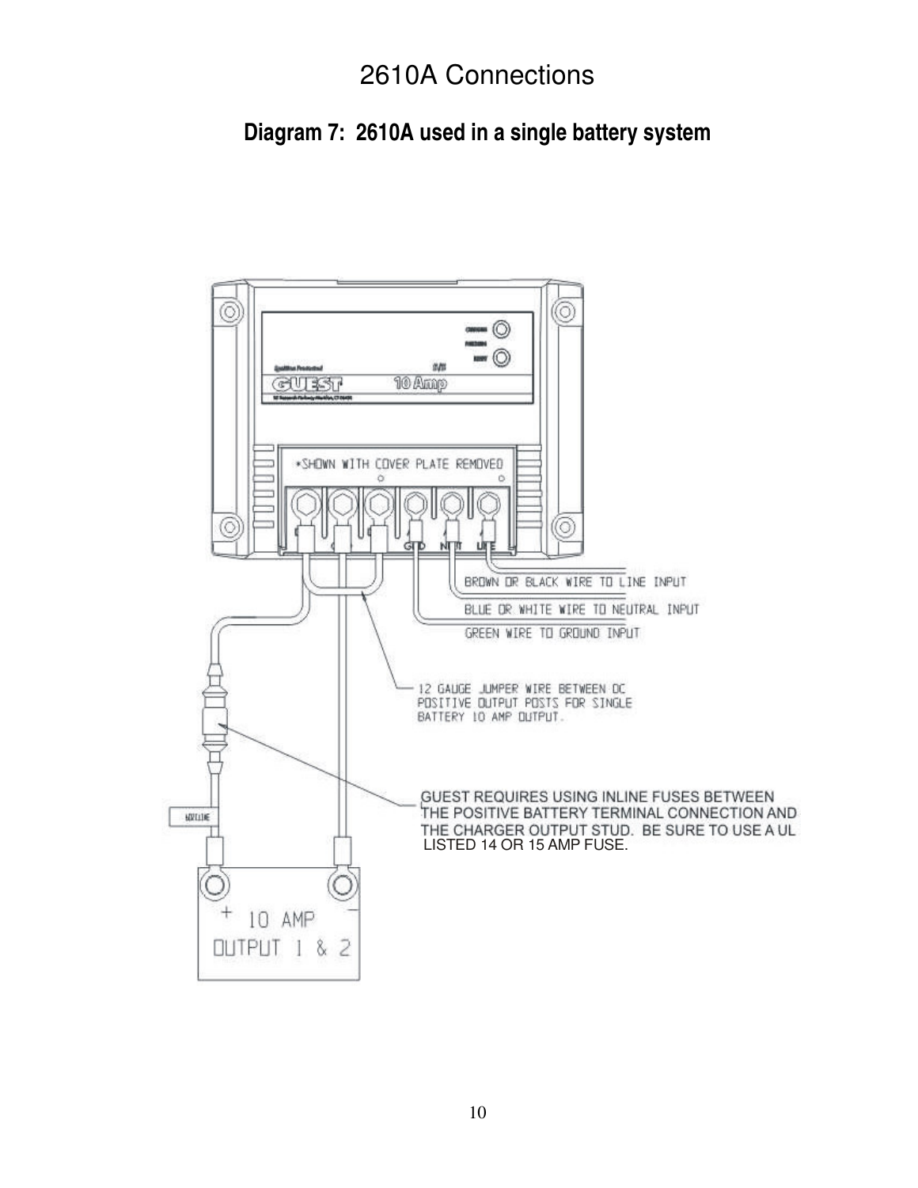# 2610A Connections

## Diagram 7: 2610A used in a single battery system

*SHOWN WITH COVER PLATE REMOVED

GND NEUT LINE

BROWN OR BLACK WIRE TO LINE INPUT

BLUE OR WHITE WIRE TO NEUTRAL INPUT

GREEN WIRE TO GROUND INPUT

12 GAUGE JUMPER WIRE BETWEEN DC POSITIVE OUTPUT POSTS FOR SINGLE BATTERY 10 AMP OUTPUT.

GUEST REQUIRES USING INLINE FUSES BETWEEN THE POSITIVE BATTERY TERMINAL CONNECTION AND THE CHARGER OUTPUT STUD. BE SURE TO USE A UL LISTED 14 OR 15 AMP FUSE.

+ 10 AMP OUTPUT 1 & 2 −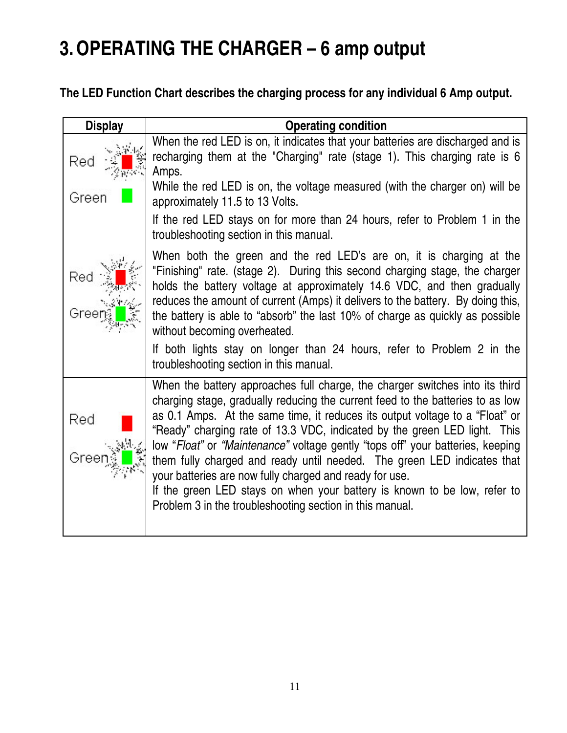# 3. OPERATING THE CHARGER – 6 amp output

**The LED Function Chart describes the charging process for any individual 6 Amp output.**

| Display | Operating condition |
|---|---|
| Red (lit)<br>Green | When the red LED is on, it indicates that your batteries are discharged and is recharging them at the "Charging" rate (stage 1). This charging rate is 6 Amps.<br>While the red LED is on, the voltage measured (with the charger on) will be approximately 11.5 to 13 Volts.<br>If the red LED stays on for more than 24 hours, refer to Problem 1 in the troubleshooting section in this manual. |
| Red (lit)<br>Green (lit) | When both the green and the red LED's are on, it is charging at the "Finishing" rate. (stage 2). During this second charging stage, the charger holds the battery voltage at approximately 14.6 VDC, and then gradually reduces the amount of current (Amps) it delivers to the battery. By doing this, the battery is able to "absorb" the last 10% of charge as quickly as possible without becoming overheated.<br>If both lights stay on longer than 24 hours, refer to Problem 2 in the troubleshooting section in this manual. |
| Red<br>Green (lit) | When the battery approaches full charge, the charger switches into its third charging stage, gradually reducing the current feed to the batteries to as low as 0.1 Amps. At the same time, it reduces its output voltage to a "Float" or "Ready" charging rate of 13.3 VDC, indicated by the green LED light. This low "*Float*" or *"Maintenance"* voltage gently "tops off" your batteries, keeping them fully charged and ready until needed. The green LED indicates that your batteries are now fully charged and ready for use.<br>If the green LED stays on when your battery is known to be low, refer to Problem 3 in the troubleshooting section in this manual. |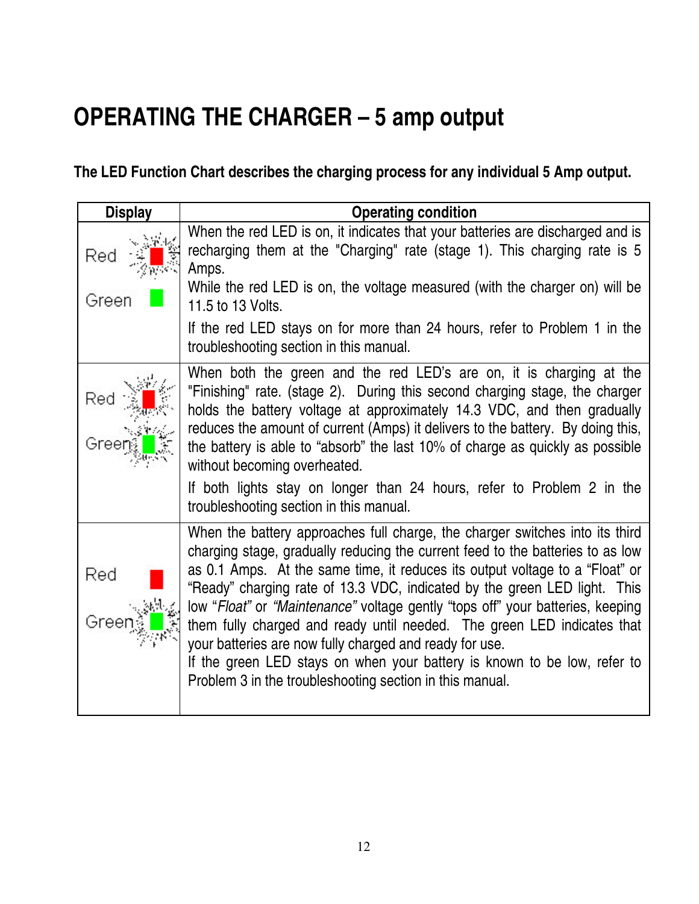# OPERATING THE CHARGER – 5 amp output

**The LED Function Chart describes the charging process for any individual 5 Amp output.**

| Display | Operating condition |
|---|---|
| Red (lit)<br>Green | When the red LED is on, it indicates that your batteries are discharged and is recharging them at the "Charging" rate (stage 1). This charging rate is 5 Amps.<br>While the red LED is on, the voltage measured (with the charger on) will be 11.5 to 13 Volts.<br>If the red LED stays on for more than 24 hours, refer to Problem 1 in the troubleshooting section in this manual. |
| Red (lit)<br>Green (lit) | When both the green and the red LED's are on, it is charging at the "Finishing" rate. (stage 2). During this second charging stage, the charger holds the battery voltage at approximately 14.3 VDC, and then gradually reduces the amount of current (Amps) it delivers to the battery. By doing this, the battery is able to "absorb" the last 10% of charge as quickly as possible without becoming overheated.<br>If both lights stay on longer than 24 hours, refer to Problem 2 in the troubleshooting section in this manual. |
| Red<br>Green (lit) | When the battery approaches full charge, the charger switches into its third charging stage, gradually reducing the current feed to the batteries to as low as 0.1 Amps. At the same time, it reduces its output voltage to a "Float" or "Ready" charging rate of 13.3 VDC, indicated by the green LED light. This low "*Float*" or *"Maintenance"* voltage gently "tops off" your batteries, keeping them fully charged and ready until needed. The green LED indicates that your batteries are now fully charged and ready for use.<br>If the green LED stays on when your battery is known to be low, refer to Problem 3 in the troubleshooting section in this manual. |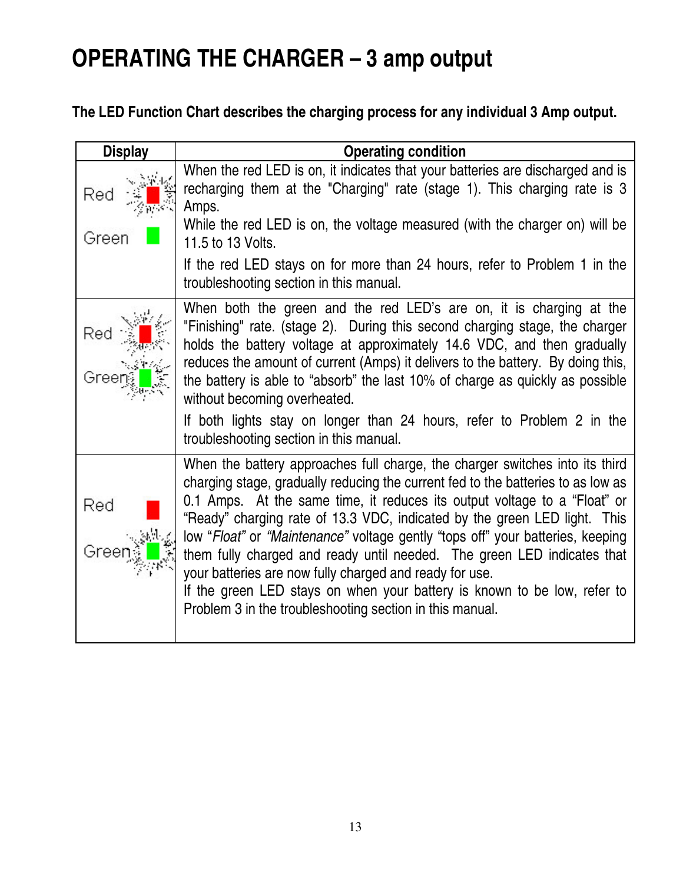# OPERATING THE CHARGER – 3 amp output

**The LED Function Chart describes the charging process for any individual 3 Amp output.**

| Display | Operating condition |
|---|---|
| Red (flashing)<br>Green | When the red LED is on, it indicates that your batteries are discharged and is recharging them at the "Charging" rate (stage 1). This charging rate is 3 Amps.<br>While the red LED is on, the voltage measured (with the charger on) will be 11.5 to 13 Volts.<br>If the red LED stays on for more than 24 hours, refer to Problem 1 in the troubleshooting section in this manual. |
| Red (flashing)<br>Green (flashing) | When both the green and the red LED's are on, it is charging at the "Finishing" rate. (stage 2). During this second charging stage, the charger holds the battery voltage at approximately 14.6 VDC, and then gradually reduces the amount of current (Amps) it delivers to the battery. By doing this, the battery is able to "absorb" the last 10% of charge as quickly as possible without becoming overheated.<br>If both lights stay on longer than 24 hours, refer to Problem 2 in the troubleshooting section in this manual. |
| Red<br>Green (flashing) | When the battery approaches full charge, the charger switches into its third charging stage, gradually reducing the current fed to the batteries to as low as 0.1 Amps. At the same time, it reduces its output voltage to a "Float" or "Ready" charging rate of 13.3 VDC, indicated by the green LED light. This low "*Float*" or *"Maintenance"* voltage gently "tops off" your batteries, keeping them fully charged and ready until needed. The green LED indicates that your batteries are now fully charged and ready for use.<br>If the green LED stays on when your battery is known to be low, refer to Problem 3 in the troubleshooting section in this manual. |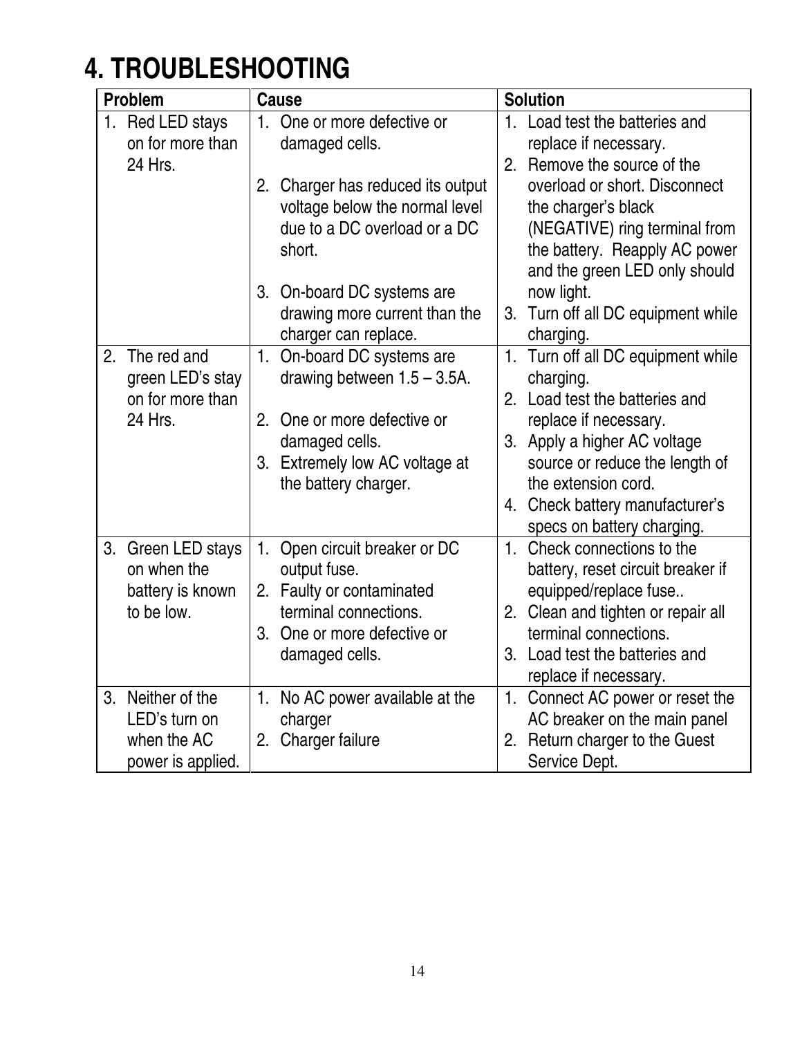# 4. TROUBLESHOOTING

| Problem | Cause | Solution |
|---|---|---|
| 1. Red LED stays on for more than 24 Hrs. | 1. One or more defective or damaged cells.<br><br>2. Charger has reduced its output voltage below the normal level due to a DC overload or a DC short.<br><br>3. On-board DC systems are drawing more current than the charger can replace. | 1. Load test the batteries and replace if necessary.<br>2. Remove the source of the overload or short. Disconnect the charger's black (NEGATIVE) ring terminal from the battery. Reapply AC power and the green LED only should now light.<br>3. Turn off all DC equipment while charging. |
| 2. The red and green LED's stay on for more than 24 Hrs. | 1. On-board DC systems are drawing between 1.5 – 3.5A.<br><br>2. One or more defective or damaged cells.<br>3. Extremely low AC voltage at the battery charger. | 1. Turn off all DC equipment while charging.<br>2. Load test the batteries and replace if necessary.<br>3. Apply a higher AC voltage source or reduce the length of the extension cord.<br>4. Check battery manufacturer's specs on battery charging. |
| 3. Green LED stays on when the battery is known to be low. | 1. Open circuit breaker or DC output fuse.<br>2. Faulty or contaminated terminal connections.<br>3. One or more defective or damaged cells. | 1. Check connections to the battery, reset circuit breaker if equipped/replace fuse..<br>2. Clean and tighten or repair all terminal connections.<br>3. Load test the batteries and replace if necessary. |
| 3. Neither of the LED's turn on when the AC power is applied. | 1. No AC power available at the charger<br>2. Charger failure | 1. Connect AC power or reset the AC breaker on the main panel<br>2. Return charger to the Guest Service Dept. |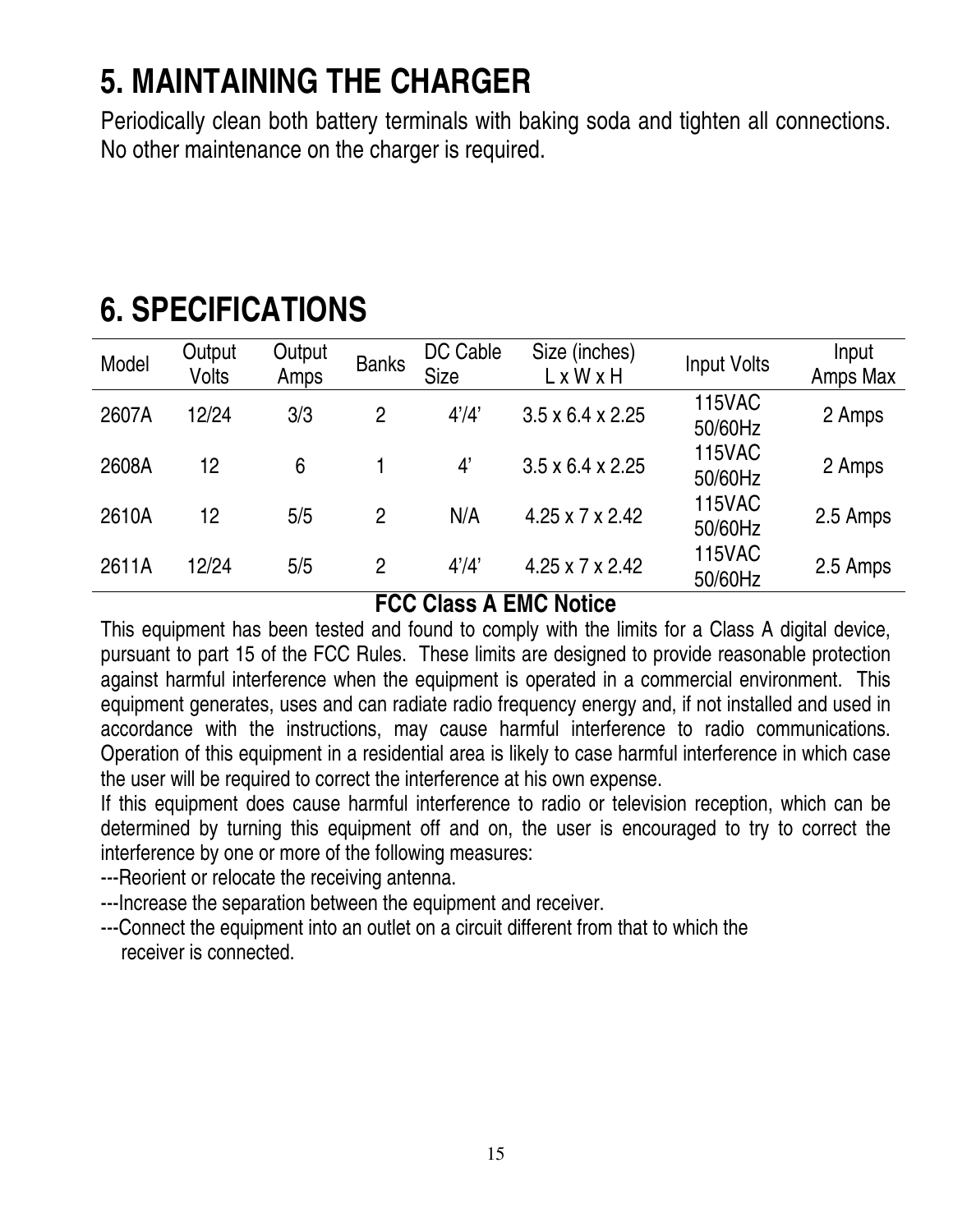# 5. MAINTAINING THE CHARGER

Periodically clean both battery terminals with baking soda and tighten all connections. No other maintenance on the charger is required.

# 6. SPECIFICATIONS

| Model | Output Volts | Output Amps | Banks | DC Cable Size | Size (inches) L x W x H | Input Volts | Input Amps Max |
|---|---|---|---|---|---|---|---|
| 2607A | 12/24 | 3/3 | 2 | 4'/4' | 3.5 x 6.4 x 2.25 | 115VAC 50/60Hz | 2 Amps |
| 2608A | 12 | 6 | 1 | 4' | 3.5 x 6.4 x 2.25 | 115VAC 50/60Hz | 2 Amps |
| 2610A | 12 | 5/5 | 2 | N/A | 4.25 x 7 x 2.42 | 115VAC 50/60Hz | 2.5 Amps |
| 2611A | 12/24 | 5/5 | 2 | 4'/4' | 4.25 x 7 x 2.42 | 115VAC 50/60Hz | 2.5 Amps |

**FCC Class A EMC Notice**

This equipment has been tested and found to comply with the limits for a Class A digital device, pursuant to part 15 of the FCC Rules. These limits are designed to provide reasonable protection against harmful interference when the equipment is operated in a commercial environment. This equipment generates, uses and can radiate radio frequency energy and, if not installed and used in accordance with the instructions, may cause harmful interference to radio communications. Operation of this equipment in a residential area is likely to case harmful interference in which case the user will be required to correct the interference at his own expense.

If this equipment does cause harmful interference to radio or television reception, which can be determined by turning this equipment off and on, the user is encouraged to try to correct the interference by one or more of the following measures:

---Reorient or relocate the receiving antenna.

---Increase the separation between the equipment and receiver.

---Connect the equipment into an outlet on a circuit different from that to which the receiver is connected.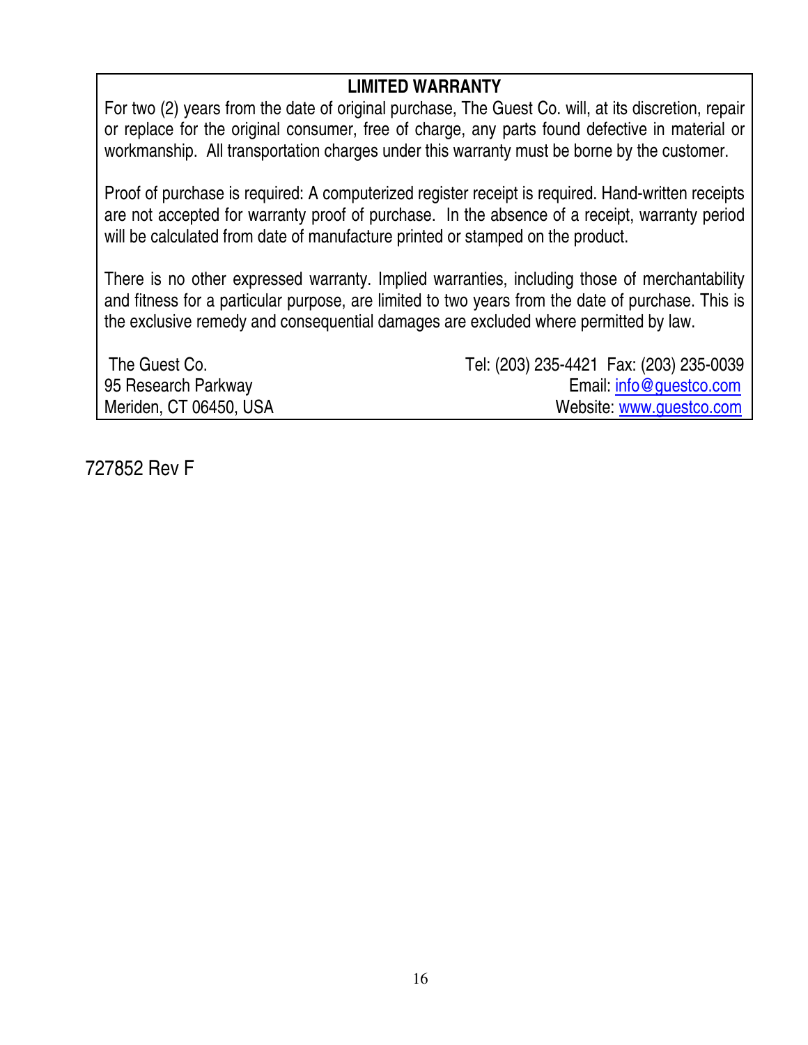## LIMITED WARRANTY

For two (2) years from the date of original purchase, The Guest Co. will, at its discretion, repair or replace for the original consumer, free of charge, any parts found defective in material or workmanship. All transportation charges under this warranty must be borne by the customer.

Proof of purchase is required: A computerized register receipt is required. Hand-written receipts are not accepted for warranty proof of purchase. In the absence of a receipt, warranty period will be calculated from date of manufacture printed or stamped on the product.

There is no other expressed warranty. Implied warranties, including those of merchantability and fitness for a particular purpose, are limited to two years from the date of purchase. This is the exclusive remedy and consequential damages are excluded where permitted by law.

The Guest Co.
95 Research Parkway
Meriden, CT 06450, USA

Tel: (203) 235-4421 Fax: (203) 235-0039
Email: info@guestco.com
Website: www.guestco.com

727852 Rev F